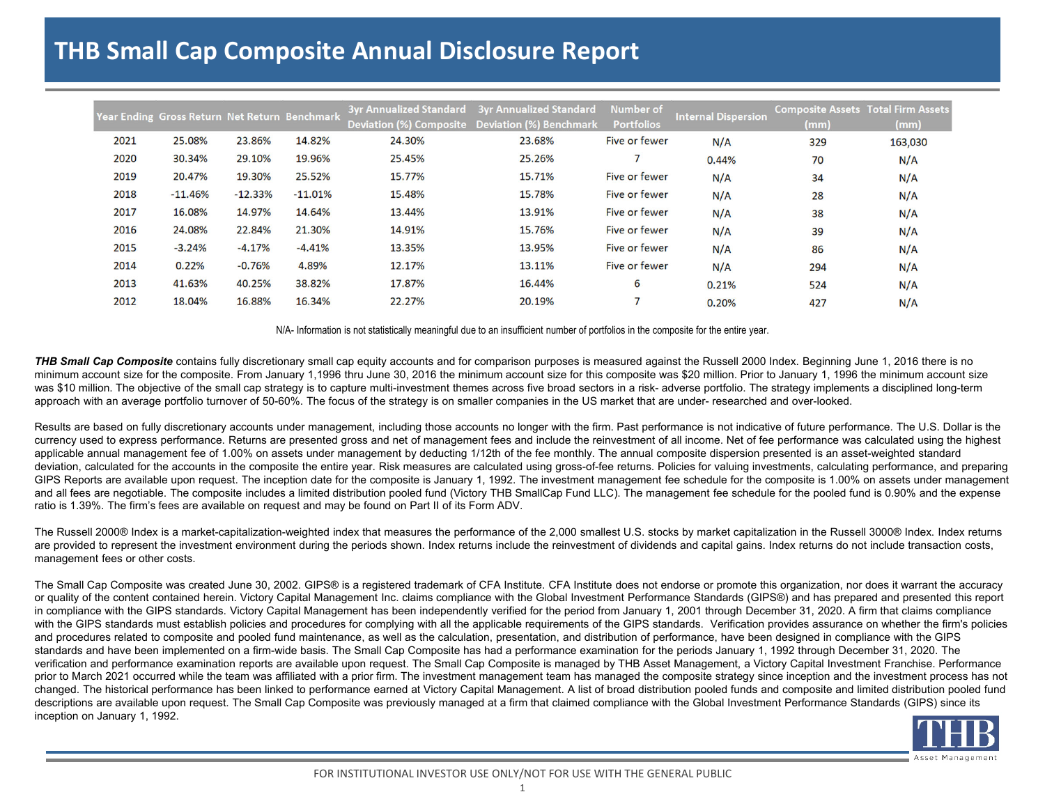# THB Small Cap Composite Annual Disclosure Report

| Year Ending | Gross Return | Net Return | Benchmark | 3yr Annualized Standard Deviation (%) Composite | 3yr Annualized Standard Deviation (%) Benchmark | Number of Portfolios | Internal Dispersion | Composite Assets (mm) | Total Firm Assets (mm) |
|---|---|---|---|---|---|---|---|---|---|
| 2021 | 25.08% | 23.86% | 14.82% | 24.30% | 23.68% | Five or fewer | N/A | 329 | 163,030 |
| 2020 | 30.34% | 29.10% | 19.96% | 25.45% | 25.26% | 7 | 0.44% | 70 | N/A |
| 2019 | 20.47% | 19.30% | 25.52% | 15.77% | 15.71% | Five or fewer | N/A | 34 | N/A |
| 2018 | -11.46% | -12.33% | -11.01% | 15.48% | 15.78% | Five or fewer | N/A | 28 | N/A |
| 2017 | 16.08% | 14.97% | 14.64% | 13.44% | 13.91% | Five or fewer | N/A | 38 | N/A |
| 2016 | 24.08% | 22.84% | 21.30% | 14.91% | 15.76% | Five or fewer | N/A | 39 | N/A |
| 2015 | -3.24% | -4.17% | -4.41% | 13.35% | 13.95% | Five or fewer | N/A | 86 | N/A |
| 2014 | 0.22% | -0.76% | 4.89% | 12.17% | 13.11% | Five or fewer | N/A | 294 | N/A |
| 2013 | 41.63% | 40.25% | 38.82% | 17.87% | 16.44% | 6 | 0.21% | 524 | N/A |
| 2012 | 18.04% | 16.88% | 16.34% | 22.27% | 20.19% | 7 | 0.20% | 427 | N/A |

N/A- Information is not statistically meaningful due to an insufficient number of portfolios in the composite for the entire year.

***THB Small Cap Composite*** contains fully discretionary small cap equity accounts and for comparison purposes is measured against the Russell 2000 Index. Beginning June 1, 2016 there is no minimum account size for the composite. From January 1,1996 thru June 30, 2016 the minimum account size for this composite was $20 million. Prior to January 1, 1996 the minimum account size was $10 million. The objective of the small cap strategy is to capture multi-investment themes across five broad sectors in a risk- adverse portfolio. The strategy implements a disciplined long-term approach with an average portfolio turnover of 50-60%. The focus of the strategy is on smaller companies in the US market that are under- researched and over-looked.

Results are based on fully discretionary accounts under management, including those accounts no longer with the firm. Past performance is not indicative of future performance. The U.S. Dollar is the currency used to express performance. Returns are presented gross and net of management fees and include the reinvestment of all income. Net of fee performance was calculated using the highest applicable annual management fee of 1.00% on assets under management by deducting 1/12th of the fee monthly. The annual composite dispersion presented is an asset-weighted standard deviation, calculated for the accounts in the composite the entire year. Risk measures are calculated using gross-of-fee returns. Policies for valuing investments, calculating performance, and preparing GIPS Reports are available upon request. The inception date for the composite is January 1, 1992. The investment management fee schedule for the composite is 1.00% on assets under management and all fees are negotiable. The composite includes a limited distribution pooled fund (Victory THB SmallCap Fund LLC). The management fee schedule for the pooled fund is 0.90% and the expense ratio is 1.39%. The firm's fees are available on request and may be found on Part II of its Form ADV.

The Russell 2000® Index is a market-capitalization-weighted index that measures the performance of the 2,000 smallest U.S. stocks by market capitalization in the Russell 3000® Index. Index returns are provided to represent the investment environment during the periods shown. Index returns include the reinvestment of dividends and capital gains. Index returns do not include transaction costs, management fees or other costs.

The Small Cap Composite was created June 30, 2002. GIPS® is a registered trademark of CFA Institute. CFA Institute does not endorse or promote this organization, nor does it warrant the accuracy or quality of the content contained herein. Victory Capital Management Inc. claims compliance with the Global Investment Performance Standards (GIPS®) and has prepared and presented this report in compliance with the GIPS standards. Victory Capital Management has been independently verified for the period from January 1, 2001 through December 31, 2020. A firm that claims compliance with the GIPS standards must establish policies and procedures for complying with all the applicable requirements of the GIPS standards. Verification provides assurance on whether the firm's policies and procedures related to composite and pooled fund maintenance, as well as the calculation, presentation, and distribution of performance, have been designed in compliance with the GIPS standards and have been implemented on a firm-wide basis. The Small Cap Composite has had a performance examination for the periods January 1, 1992 through December 31, 2020. The verification and performance examination reports are available upon request. The Small Cap Composite is managed by THB Asset Management, a Victory Capital Investment Franchise. Performance prior to March 2021 occurred while the team was affiliated with a prior firm. The investment management team has managed the composite strategy since inception and the investment process has not changed. The historical performance has been linked to performance earned at Victory Capital Management. A list of broad distribution pooled funds and composite and limited distribution pooled fund descriptions are available upon request. The Small Cap Composite was previously managed at a firm that claimed compliance with the Global Investment Performance Standards (GIPS) since its inception on January 1, 1992.

FOR INSTITUTIONAL INVESTOR USE ONLY/NOT FOR USE WITH THE GENERAL PUBLIC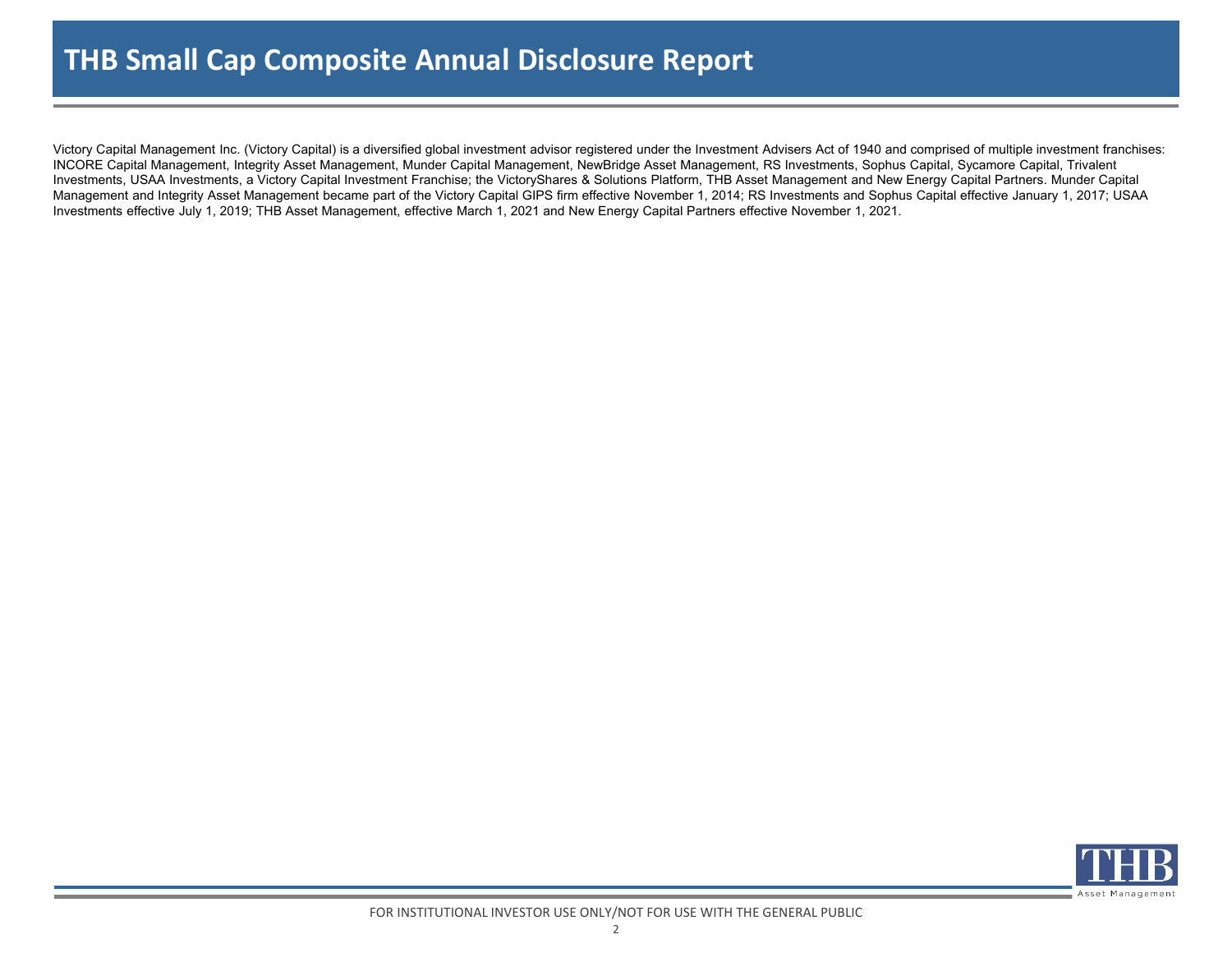# THB Small Cap Composite Annual Disclosure Report

Victory Capital Management Inc. (Victory Capital) is a diversified global investment advisor registered under the Investment Advisers Act of 1940 and comprised of multiple investment franchises: INCORE Capital Management, Integrity Asset Management, Munder Capital Management, NewBridge Asset Management, RS Investments, Sophus Capital, Sycamore Capital, Trivalent Investments, USAA Investments, a Victory Capital Investment Franchise; the VictoryShares & Solutions Platform, THB Asset Management and New Energy Capital Partners. Munder Capital Management and Integrity Asset Management became part of the Victory Capital GIPS firm effective November 1, 2014; RS Investments and Sophus Capital effective January 1, 2017; USAA Investments effective July 1, 2019; THB Asset Management, effective March 1, 2021 and New Energy Capital Partners effective November 1, 2021.

FOR INSTITUTIONAL INVESTOR USE ONLY/NOT FOR USE WITH THE GENERAL PUBLIC